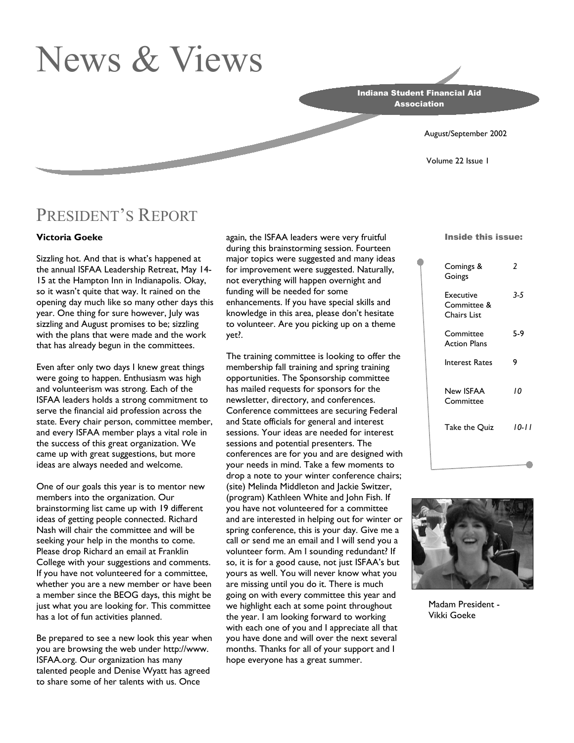# News & Views

**Indiana Student Financial Aid Association**

August/September 2002

Volume 22 Issue 1

## President's Report

**Victoria Goeke**

Sizzling hot. And that is what's happened at the annual ISFAA Leadership Retreat, May 14-15 at the Hampton Inn in Indianapolis. Okay, so it wasn't quite that way. It rained on the opening day much like so many other days this year. One thing for sure however, July was sizzling and August promises to be; sizzling with the plans that were made and the work that has already begun in the committees.

Even after only two days I knew great things were going to happen. Enthusiasm was high and volunteerism was strong. Each of the ISFAA leaders holds a strong commitment to serve the financial aid profession across the state. Every chair person, committee member, and every ISFAA member plays a vital role in the success of this great organization. We came up with great suggestions, but more ideas are always needed and welcome.

One of our goals this year is to mentor new members into the organization. Our brainstorming list came up with 19 different ideas of getting people connected. Richard Nash will chair the committee and will be seeking your help in the months to come. Please drop Richard an email at Franklin College with your suggestions and comments. If you have not volunteered for a committee, whether you are a new member or have been a member since the BEOG days, this might be just what you are looking for. This committee has a lot of fun activities planned.

Be prepared to see a new look this year when you are browsing the web under http://www.ISFAA.org. Our organization has many talented people and Denise Wyatt has agreed to share some of her talents with us. Once again, the ISFAA leaders were very fruitful during this brainstorming session. Fourteen major topics were suggested and many ideas for improvement were suggested. Naturally, not everything will happen overnight and funding will be needed for some enhancements. If you have special skills and knowledge in this area, please don't hesitate to volunteer. Are you picking up on a theme yet?.

The training committee is looking to offer the membership fall training and spring training opportunities. The Sponsorship committee has mailed requests for sponsors for the newsletter, directory, and conferences. Conference committees are securing Federal and State officials for general and interest sessions. Your ideas are needed for interest sessions and potential presenters. The conferences are for you and are designed with your needs in mind. Take a few moments to drop a note to your winter conference chairs; (site) Melinda Middleton and Jackie Switzer, (program) Kathleen White and John Fish. If you have not volunteered for a committee and are interested in helping out for winter or spring conference, this is your day. Give me a call or send me an email and I will send you a volunteer form. Am I sounding redundant? If so, it is for a good cause, not just ISFAA's but yours as well. You will never know what you are missing until you do it. There is much going on with every committee this year and we highlight each at some point throughout the year. I am looking forward to working with each one of you and I appreciate all that you have done and will over the next several months. Thanks for all of your support and I hope everyone has a great summer.

**Inside this issue:**

| | |
|---|---|
| Comings & Goings | 2 |
| Executive Committee & Chairs List | 3-5 |
| Committee Action Plans | 5-9 |
| Interest Rates | 9 |
| New ISFAA Committee | 10 |
| Take the Quiz | 10-11 |

Madam President - Vikki Goeke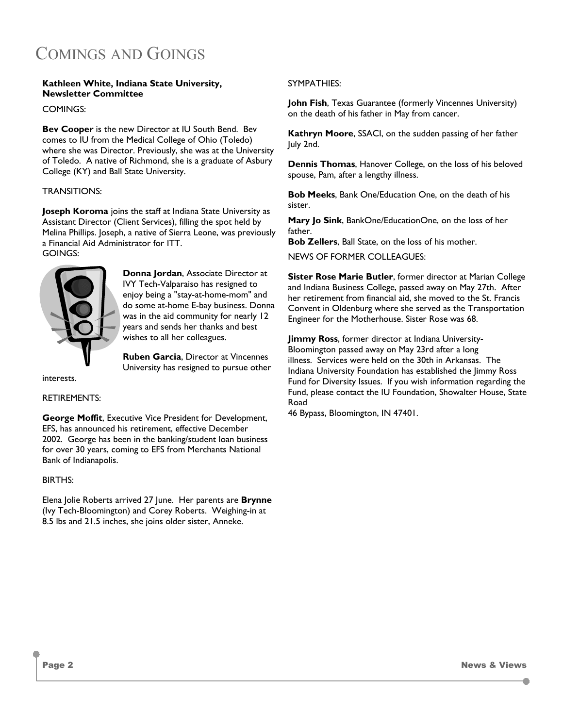# Comings and Goings

**Kathleen White, Indiana State University, Newsletter Committee**

COMINGS:

**Bev Cooper** is the new Director at IU South Bend. Bev comes to IU from the Medical College of Ohio (Toledo) where she was Director. Previously, she was at the University of Toledo. A native of Richmond, she is a graduate of Asbury College (KY) and Ball State University.

TRANSITIONS:

**Joseph Koroma** joins the staff at Indiana State University as Assistant Director (Client Services), filling the spot held by Melina Phillips. Joseph, a native of Sierra Leone, was previously a Financial Aid Administrator for ITT.

GOINGS:

**Donna Jordan**, Associate Director at IVY Tech-Valparaiso has resigned to enjoy being a "stay-at-home-mom" and do some at-home E-bay business. Donna was in the aid community for nearly 12 years and sends her thanks and best wishes to all her colleagues.

**Ruben Garcia**, Director at Vincennes University has resigned to pursue other interests.

RETIREMENTS:

**George Moffit**, Executive Vice President for Development, EFS, has announced his retirement, effective December 2002. George has been in the banking/student loan business for over 30 years, coming to EFS from Merchants National Bank of Indianapolis.

BIRTHS:

Elena Jolie Roberts arrived 27 June. Her parents are **Brynne** (Ivy Tech-Bloomington) and Corey Roberts. Weighing-in at 8.5 lbs and 21.5 inches, she joins older sister, Anneke.

SYMPATHIES:

**John Fish**, Texas Guarantee (formerly Vincennes University) on the death of his father in May from cancer.

**Kathryn Moore**, SSACI, on the sudden passing of her father July 2nd.

**Dennis Thomas**, Hanover College, on the loss of his beloved spouse, Pam, after a lengthy illness.

**Bob Meeks**, Bank One/Education One, on the death of his sister.

**Mary Jo Sink**, BankOne/EducationOne, on the loss of her father.

**Bob Zellers**, Ball State, on the loss of his mother.

NEWS OF FORMER COLLEAGUES:

**Sister Rose Marie Butler**, former director at Marian College and Indiana Business College, passed away on May 27th. After her retirement from financial aid, she moved to the St. Francis Convent in Oldenburg where she served as the Transportation Engineer for the Motherhouse. Sister Rose was 68.

**Jimmy Ross**, former director at Indiana University-Bloomington passed away on May 23rd after a long illness. Services were held on the 30th in Arkansas. The Indiana University Foundation has established the Jimmy Ross Fund for Diversity Issues. If you wish information regarding the Fund, please contact the IU Foundation, Showalter House, State Road 46 Bypass, Bloomington, IN 47401.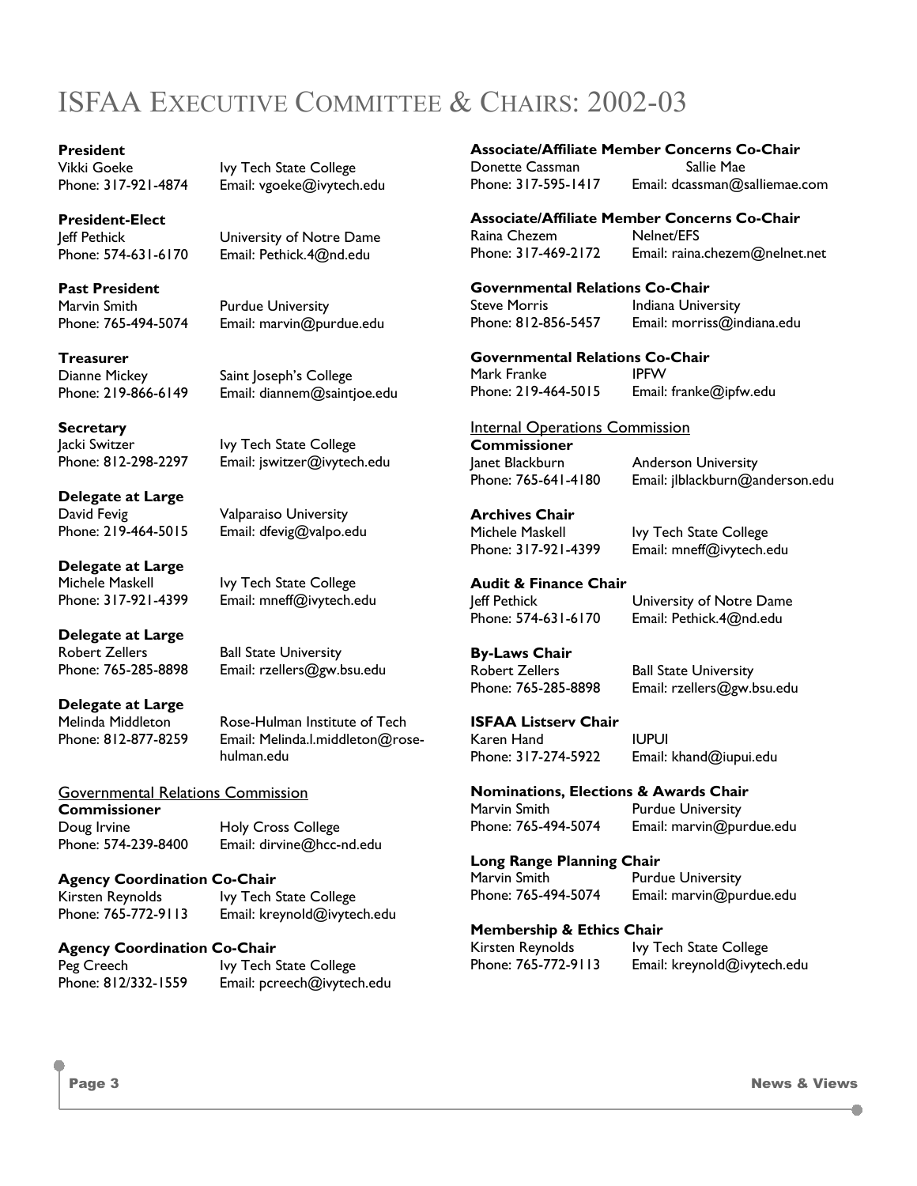# ISFAA Executive Committee & Chairs: 2002-03

**President**
Vikki Goeke — Ivy Tech State College
Phone: 317-921-4874 — Email: vgoeke@ivytech.edu

**President-Elect**
Jeff Pethick — University of Notre Dame
Phone: 574-631-6170 — Email: Pethick.4@nd.edu

**Past President**
Marvin Smith — Purdue University
Phone: 765-494-5074 — Email: marvin@purdue.edu

**Treasurer**
Dianne Mickey — Saint Joseph's College
Phone: 219-866-6149 — Email: diannem@saintjoe.edu

**Secretary**
Jacki Switzer — Ivy Tech State College
Phone: 812-298-2297 — Email: jswitzer@ivytech.edu

**Delegate at Large**
David Fevig — Valparaiso University
Phone: 219-464-5015 — Email: dfevig@valpo.edu

**Delegate at Large**
Michele Maskell — Ivy Tech State College
Phone: 317-921-4399 — Email: mneff@ivytech.edu

**Delegate at Large**
Robert Zellers — Ball State University
Phone: 765-285-8898 — Email: rzellers@gw.bsu.edu

**Delegate at Large**
Melinda Middleton — Rose-Hulman Institute of Tech
Phone: 812-877-8259 — Email: Melinda.l.middleton@rose-hulman.edu

## Governmental Relations Commission

**Commissioner**
Doug Irvine — Holy Cross College
Phone: 574-239-8400 — Email: dirvine@hcc-nd.edu

**Agency Coordination Co-Chair**
Kirsten Reynolds — Ivy Tech State College
Phone: 765-772-9113 — Email: kreynold@ivytech.edu

**Agency Coordination Co-Chair**
Peg Creech — Ivy Tech State College
Phone: 812/332-1559 — Email: pcreech@ivytech.edu

**Associate/Affiliate Member Concerns Co-Chair**
Donette Cassman — Sallie Mae
Phone: 317-595-1417 — Email: dcassman@salliemae.com

**Associate/Affiliate Member Concerns Co-Chair**
Raina Chezem — Nelnet/EFS
Phone: 317-469-2172 — Email: raina.chezem@nelnet.net

**Governmental Relations Co-Chair**
Steve Morris — Indiana University
Phone: 812-856-5457 — Email: morriss@indiana.edu

**Governmental Relations Co-Chair**
Mark Franke — IPFW
Phone: 219-464-5015 — Email: franke@ipfw.edu

## Internal Operations Commission

**Commissioner**
Janet Blackburn — Anderson University
Phone: 765-641-4180 — Email: jlblackburn@anderson.edu

**Archives Chair**
Michele Maskell — Ivy Tech State College
Phone: 317-921-4399 — Email: mneff@ivytech.edu

**Audit & Finance Chair**
Jeff Pethick — University of Notre Dame
Phone: 574-631-6170 — Email: Pethick.4@nd.edu

**By-Laws Chair**
Robert Zellers — Ball State University
Phone: 765-285-8898 — Email: rzellers@gw.bsu.edu

**ISFAA Listserv Chair**
Karen Hand — IUPUI
Phone: 317-274-5922 — Email: khand@iupui.edu

**Nominations, Elections & Awards Chair**
Marvin Smith — Purdue University
Phone: 765-494-5074 — Email: marvin@purdue.edu

**Long Range Planning Chair**
Marvin Smith — Purdue University
Phone: 765-494-5074 — Email: marvin@purdue.edu

**Membership & Ethics Chair**
Kirsten Reynolds — Ivy Tech State College
Phone: 765-772-9113 — Email: kreynold@ivytech.edu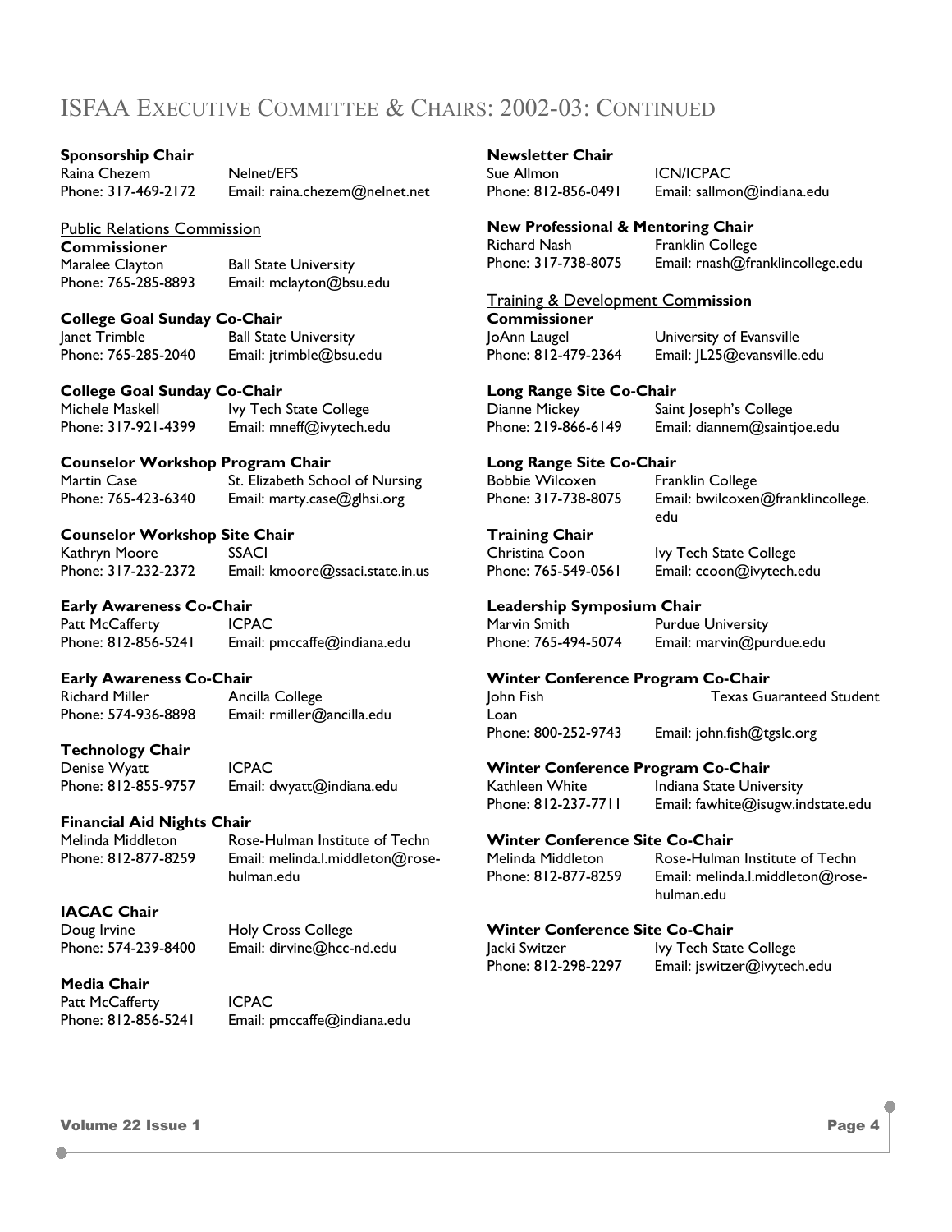# ISFAA Executive Committee & Chairs: 2002-03: Continued

**Sponsorship Chair**
Raina Chezem — Nelnet/EFS
Phone: 317-469-2172 — Email: raina.chezem@nelnet.net

Public Relations Commission
**Commissioner**
Maralee Clayton — Ball State University
Phone: 765-285-8893 — Email: mclayton@bsu.edu

**College Goal Sunday Co-Chair**
Janet Trimble — Ball State University
Phone: 765-285-2040 — Email: jtrimble@bsu.edu

**College Goal Sunday Co-Chair**
Michele Maskell — Ivy Tech State College
Phone: 317-921-4399 — Email: mneff@ivytech.edu

**Counselor Workshop Program Chair**
Martin Case — St. Elizabeth School of Nursing
Phone: 765-423-6340 — Email: marty.case@glhsi.org

**Counselor Workshop Site Chair**
Kathryn Moore — SSACI
Phone: 317-232-2372 — Email: kmoore@ssaci.state.in.us

**Early Awareness Co-Chair**
Patt McCafferty — ICPAC
Phone: 812-856-5241 — Email: pmccaffe@indiana.edu

**Early Awareness Co-Chair**
Richard Miller — Ancilla College
Phone: 574-936-8898 — Email: rmiller@ancilla.edu

**Technology Chair**
Denise Wyatt — ICPAC
Phone: 812-855-9757 — Email: dwyatt@indiana.edu

**Financial Aid Nights Chair**
Melinda Middleton — Rose-Hulman Institute of Techn
Phone: 812-877-8259 — Email: melinda.l.middleton@rose-hulman.edu

**IACAC Chair**
Doug Irvine — Holy Cross College
Phone: 574-239-8400 — Email: dirvine@hcc-nd.edu

**Media Chair**
Patt McCafferty — ICPAC
Phone: 812-856-5241 — Email: pmccaffe@indiana.edu

**Newsletter Chair**
Sue Allmon — ICN/ICPAC
Phone: 812-856-0491 — Email: sallmon@indiana.edu

**New Professional & Mentoring Chair**
Richard Nash — Franklin College
Phone: 317-738-8075 — Email: rnash@franklincollege.edu

Training & Development Commission
**Commissioner**
JoAnn Laugel — University of Evansville
Phone: 812-479-2364 — Email: JL25@evansville.edu

**Long Range Site Co-Chair**
Dianne Mickey — Saint Joseph's College
Phone: 219-866-6149 — Email: diannem@saintjoe.edu

**Long Range Site Co-Chair**
Bobbie Wilcoxen — Franklin College
Phone: 317-738-8075 — Email: bwilcoxen@franklincollege.edu

**Training Chair**
Christina Coon — Ivy Tech State College
Phone: 765-549-0561 — Email: ccoon@ivytech.edu

**Leadership Symposium Chair**
Marvin Smith — Purdue University
Phone: 765-494-5074 — Email: marvin@purdue.edu

**Winter Conference Program Co-Chair**
John Fish — Texas Guaranteed Student Loan
Phone: 800-252-9743 — Email: john.fish@tgslc.org

**Winter Conference Program Co-Chair**
Kathleen White — Indiana State University
Phone: 812-237-7711 — Email: fawhite@isugw.indstate.edu

**Winter Conference Site Co-Chair**
Melinda Middleton — Rose-Hulman Institute of Techn
Phone: 812-877-8259 — Email: melinda.l.middleton@rose-hulman.edu

**Winter Conference Site Co-Chair**
Jacki Switzer — Ivy Tech State College
Phone: 812-298-2297 — Email: jswitzer@ivytech.edu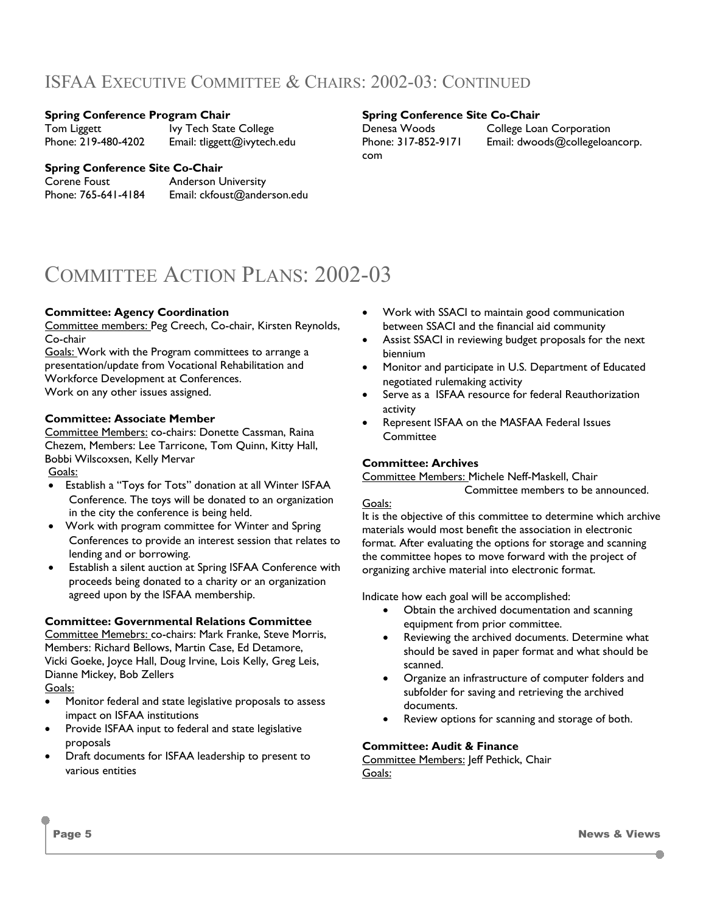## ISFAA Executive Committee & Chairs: 2002-03: Continued

**Spring Conference Program Chair**
Tom Liggett — Ivy Tech State College
Phone: 219-480-4202 — Email: tliggett@ivytech.edu

**Spring Conference Site Co-Chair**
Corene Foust — Anderson University
Phone: 765-641-4184 — Email: ckfoust@anderson.edu

**Spring Conference Site Co-Chair**
Denesa Woods — College Loan Corporation
Phone: 317-852-9171 — Email: dwoods@collegeloancorp.com

# Committee Action Plans: 2002-03

**Committee: Agency Coordination**
Committee members: Peg Creech, Co-chair, Kirsten Reynolds, Co-chair
Goals: Work with the Program committees to arrange a presentation/update from Vocational Rehabilitation and Workforce Development at Conferences.
Work on any other issues assigned.

**Committee: Associate Member**
Committee Members: co-chairs: Donette Cassman, Raina Chezem, Members: Lee Tarricone, Tom Quinn, Kitty Hall, Bobbi Wilscoxsen, Kelly Mervar
Goals:

- Establish a "Toys for Tots" donation at all Winter ISFAA Conference. The toys will be donated to an organization in the city the conference is being held.
- Work with program committee for Winter and Spring Conferences to provide an interest session that relates to lending and or borrowing.
- Establish a silent auction at Spring ISFAA Conference with proceeds being donated to a charity or an organization agreed upon by the ISFAA membership.

**Committee: Governmental Relations Committee**
Committee Memebrs: co-chairs: Mark Franke, Steve Morris, Members: Richard Bellows, Martin Case, Ed Detamore, Vicki Goeke, Joyce Hall, Doug Irvine, Lois Kelly, Greg Leis, Dianne Mickey, Bob Zellers
Goals:

- Monitor federal and state legislative proposals to assess impact on ISFAA institutions
- Provide ISFAA input to federal and state legislative proposals
- Draft documents for ISFAA leadership to present to various entities
- Work with SSACI to maintain good communication between SSACI and the financial aid community
- Assist SSACI in reviewing budget proposals for the next biennium
- Monitor and participate in U.S. Department of Educated negotiated rulemaking activity
- Serve as a ISFAA resource for federal Reauthorization activity
- Represent ISFAA on the MASFAA Federal Issues Committee

**Committee: Archives**
Committee Members: Michele Neff-Maskell, Chair
Committee members to be announced.

Goals:
It is the objective of this committee to determine which archive materials would most benefit the association in electronic format. After evaluating the options for storage and scanning the committee hopes to move forward with the project of organizing archive material into electronic format.

Indicate how each goal will be accomplished:

- Obtain the archived documentation and scanning equipment from prior committee.
- Reviewing the archived documents. Determine what should be saved in paper format and what should be scanned.
- Organize an infrastructure of computer folders and subfolder for saving and retrieving the archived documents.
- Review options for scanning and storage of both.

**Committee: Audit & Finance**
Committee Members: Jeff Pethick, Chair
Goals: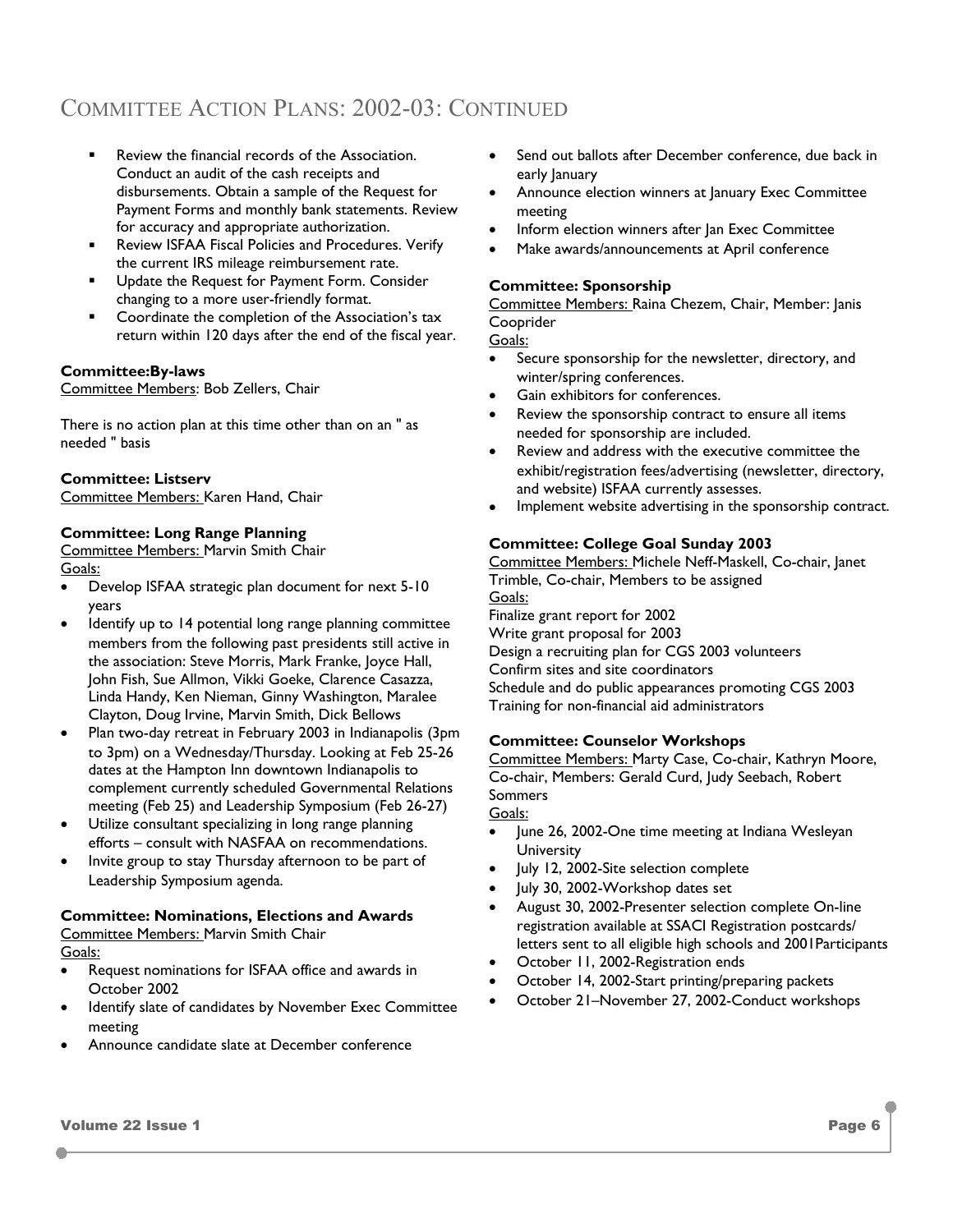# COMMITTEE ACTION PLANS: 2002-03: CONTINUED

- Review the financial records of the Association. Conduct an audit of the cash receipts and disbursements. Obtain a sample of the Request for Payment Forms and monthly bank statements. Review for accuracy and appropriate authorization.
- Review ISFAA Fiscal Policies and Procedures. Verify the current IRS mileage reimbursement rate.
- Update the Request for Payment Form. Consider changing to a more user-friendly format.
- Coordinate the completion of the Association's tax return within 120 days after the end of the fiscal year.

**Committee:By-laws**
Committee Members: Bob Zellers, Chair

There is no action plan at this time other than on an " as needed " basis

**Committee: Listserv**
Committee Members: Karen Hand, Chair

**Committee: Long Range Planning**
Committee Members: Marvin Smith Chair
Goals:

- Develop ISFAA strategic plan document for next 5-10 years
- Identify up to 14 potential long range planning committee members from the following past presidents still active in the association: Steve Morris, Mark Franke, Joyce Hall, John Fish, Sue Allmon, Vikki Goeke, Clarence Casazza, Linda Handy, Ken Nieman, Ginny Washington, Maralee Clayton, Doug Irvine, Marvin Smith, Dick Bellows
- Plan two-day retreat in February 2003 in Indianapolis (3pm to 3pm) on a Wednesday/Thursday. Looking at Feb 25-26 dates at the Hampton Inn downtown Indianapolis to complement currently scheduled Governmental Relations meeting (Feb 25) and Leadership Symposium (Feb 26-27)
- Utilize consultant specializing in long range planning efforts – consult with NASFAA on recommendations.
- Invite group to stay Thursday afternoon to be part of Leadership Symposium agenda.

**Committee: Nominations, Elections and Awards**
Committee Members: Marvin Smith Chair
Goals:

- Request nominations for ISFAA office and awards in October 2002
- Identify slate of candidates by November Exec Committee meeting
- Announce candidate slate at December conference
- Send out ballots after December conference, due back in early January
- Announce election winners at January Exec Committee meeting
- Inform election winners after Jan Exec Committee
- Make awards/announcements at April conference

**Committee: Sponsorship**
Committee Members: Raina Chezem, Chair, Member: Janis Cooprider
Goals:

- Secure sponsorship for the newsletter, directory, and winter/spring conferences.
- Gain exhibitors for conferences.
- Review the sponsorship contract to ensure all items needed for sponsorship are included.
- Review and address with the executive committee the exhibit/registration fees/advertising (newsletter, directory, and website) ISFAA currently assesses.
- Implement website advertising in the sponsorship contract.

**Committee: College Goal Sunday 2003**
Committee Members: Michele Neff-Maskell, Co-chair, Janet Trimble, Co-chair, Members to be assigned
Goals:
Finalize grant report for 2002
Write grant proposal for 2003
Design a recruiting plan for CGS 2003 volunteers
Confirm sites and site coordinators
Schedule and do public appearances promoting CGS 2003
Training for non-financial aid administrators

**Committee: Counselor Workshops**
Committee Members: Marty Case, Co-chair, Kathryn Moore, Co-chair, Members: Gerald Curd, Judy Seebach, Robert Sommers
Goals:

- June 26, 2002-One time meeting at Indiana Wesleyan University
- July 12, 2002-Site selection complete
- July 30, 2002-Workshop dates set
- August 30, 2002-Presenter selection complete On-line registration available at SSACI Registration postcards/ letters sent to all eligible high schools and 2001Participants
- October 11, 2002-Registration ends
- October 14, 2002-Start printing/preparing packets
- October 21–November 27, 2002-Conduct workshops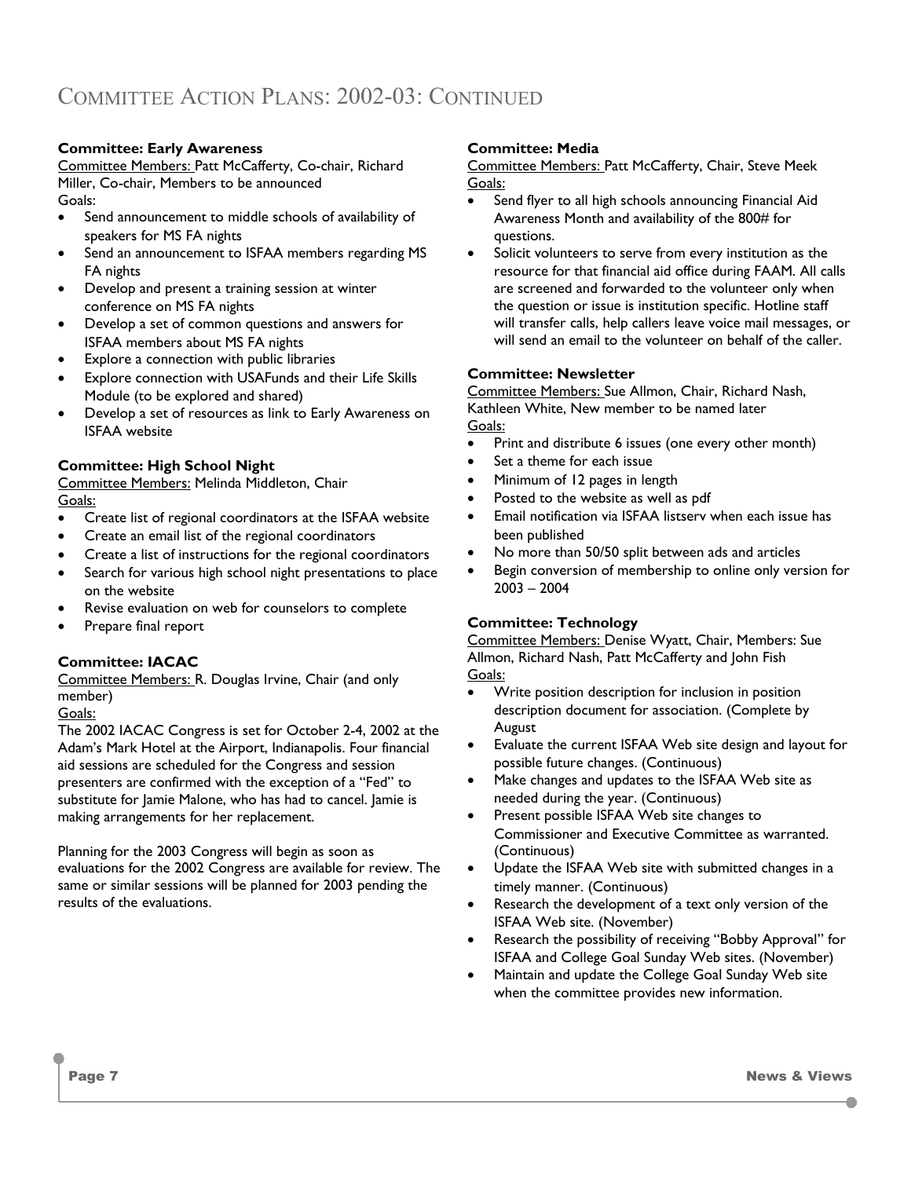# Committee Action Plans: 2002-03: Continued

**Committee: Early Awareness**

Committee Members: Patt McCafferty, Co-chair, Richard Miller, Co-chair, Members to be announced

Goals:

- Send announcement to middle schools of availability of speakers for MS FA nights
- Send an announcement to ISFAA members regarding MS FA nights
- Develop and present a training session at winter conference on MS FA nights
- Develop a set of common questions and answers for ISFAA members about MS FA nights
- Explore a connection with public libraries
- Explore connection with USAFunds and their Life Skills Module (to be explored and shared)
- Develop a set of resources as link to Early Awareness on ISFAA website

**Committee: High School Night**

Committee Members: Melinda Middleton, Chair

Goals:

- Create list of regional coordinators at the ISFAA website
- Create an email list of the regional coordinators
- Create a list of instructions for the regional coordinators
- Search for various high school night presentations to place on the website
- Revise evaluation on web for counselors to complete
- Prepare final report

**Committee: IACAC**

Committee Members: R. Douglas Irvine, Chair (and only member)

Goals:

The 2002 IACAC Congress is set for October 2-4, 2002 at the Adam's Mark Hotel at the Airport, Indianapolis. Four financial aid sessions are scheduled for the Congress and session presenters are confirmed with the exception of a "Fed" to substitute for Jamie Malone, who has had to cancel. Jamie is making arrangements for her replacement.

Planning for the 2003 Congress will begin as soon as evaluations for the 2002 Congress are available for review. The same or similar sessions will be planned for 2003 pending the results of the evaluations.

**Committee: Media**

Committee Members: Patt McCafferty, Chair, Steve Meek

Goals:

- Send flyer to all high schools announcing Financial Aid Awareness Month and availability of the 800# for questions.
- Solicit volunteers to serve from every institution as the resource for that financial aid office during FAAM. All calls are screened and forwarded to the volunteer only when the question or issue is institution specific. Hotline staff will transfer calls, help callers leave voice mail messages, or will send an email to the volunteer on behalf of the caller.

**Committee: Newsletter**

Committee Members: Sue Allmon, Chair, Richard Nash, Kathleen White, New member to be named later

Goals:

- Print and distribute 6 issues (one every other month)
- Set a theme for each issue
- Minimum of 12 pages in length
- Posted to the website as well as pdf
- Email notification via ISFAA listserv when each issue has been published
- No more than 50/50 split between ads and articles
- Begin conversion of membership to online only version for 2003 – 2004

**Committee: Technology**

Committee Members: Denise Wyatt, Chair, Members: Sue Allmon, Richard Nash, Patt McCafferty and John Fish

Goals:

- Write position description for inclusion in position description document for association. (Complete by August
- Evaluate the current ISFAA Web site design and layout for possible future changes. (Continuous)
- Make changes and updates to the ISFAA Web site as needed during the year. (Continuous)
- Present possible ISFAA Web site changes to Commissioner and Executive Committee as warranted. (Continuous)
- Update the ISFAA Web site with submitted changes in a timely manner. (Continuous)
- Research the development of a text only version of the ISFAA Web site. (November)
- Research the possibility of receiving "Bobby Approval" for ISFAA and College Goal Sunday Web sites. (November)
- Maintain and update the College Goal Sunday Web site when the committee provides new information.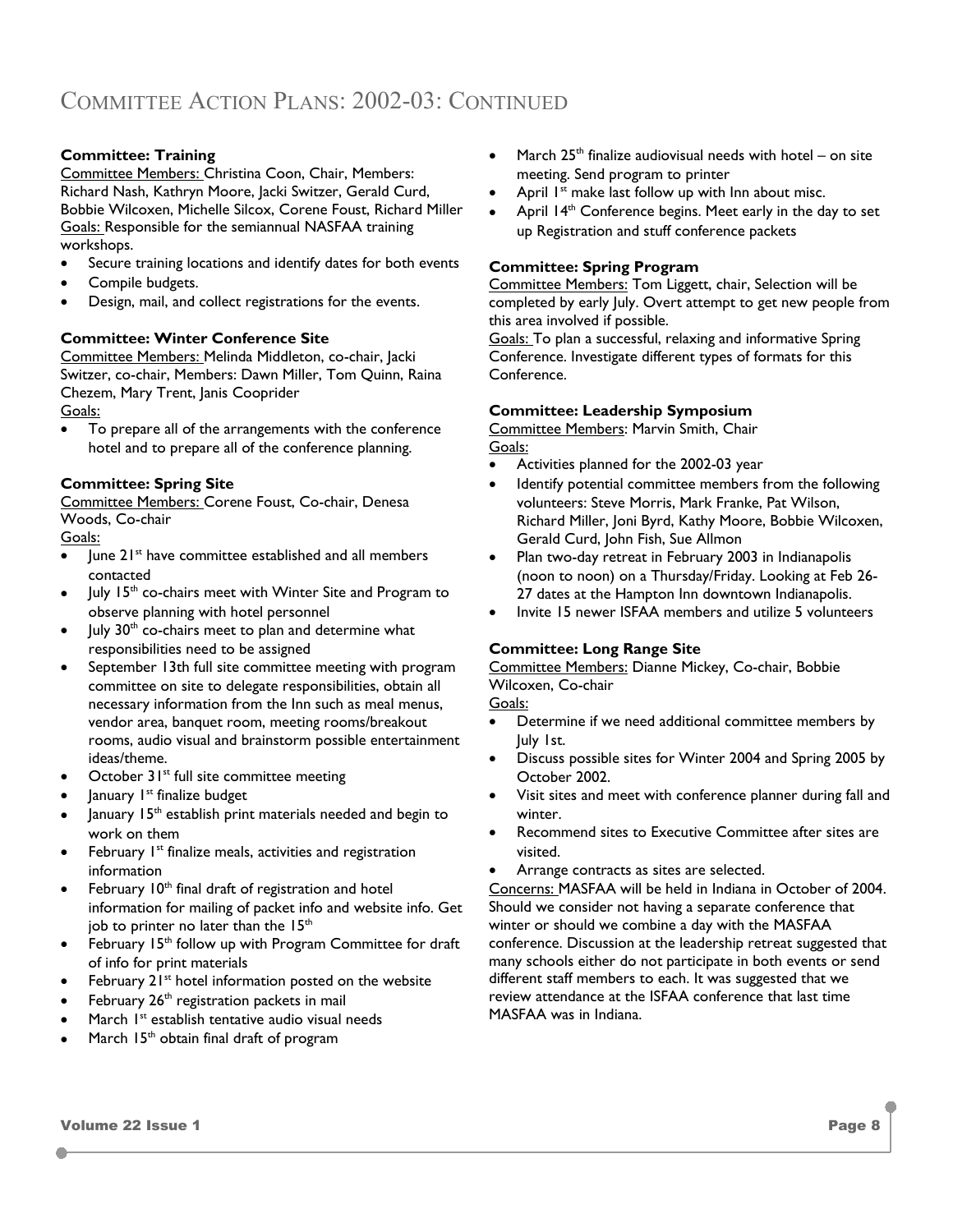# Committee Action Plans: 2002-03: Continued

**Committee: Training**

Committee Members: Christina Coon, Chair, Members: Richard Nash, Kathryn Moore, Jacki Switzer, Gerald Curd, Bobbie Wilcoxen, Michelle Silcox, Corene Foust, Richard Miller

Goals: Responsible for the semiannual NASFAA training workshops.

- Secure training locations and identify dates for both events
- Compile budgets.
- Design, mail, and collect registrations for the events.

**Committee: Winter Conference Site**

Committee Members: Melinda Middleton, co-chair, Jacki Switzer, co-chair, Members: Dawn Miller, Tom Quinn, Raina Chezem, Mary Trent, Janis Cooprider

Goals:

- To prepare all of the arrangements with the conference hotel and to prepare all of the conference planning.

**Committee: Spring Site**

Committee Members: Corene Foust, Co-chair, Denesa Woods, Co-chair

Goals:

- June 21st have committee established and all members contacted
- July 15th co-chairs meet with Winter Site and Program to observe planning with hotel personnel
- July 30th co-chairs meet to plan and determine what responsibilities need to be assigned
- September 13th full site committee meeting with program committee on site to delegate responsibilities, obtain all necessary information from the Inn such as meal menus, vendor area, banquet room, meeting rooms/breakout rooms, audio visual and brainstorm possible entertainment ideas/theme.
- October 31st full site committee meeting
- January 1st finalize budget
- January 15th establish print materials needed and begin to work on them
- February 1st finalize meals, activities and registration information
- February 10th final draft of registration and hotel information for mailing of packet info and website info. Get job to printer no later than the 15th
- February 15th follow up with Program Committee for draft of info for print materials
- February 21st hotel information posted on the website
- February 26th registration packets in mail
- March 1st establish tentative audio visual needs
- March 15th obtain final draft of program
- March 25th finalize audiovisual needs with hotel – on site meeting. Send program to printer
- April 1st make last follow up with Inn about misc.
- April 14th Conference begins. Meet early in the day to set up Registration and stuff conference packets

**Committee: Spring Program**

Committee Members: Tom Liggett, chair, Selection will be completed by early July. Overt attempt to get new people from this area involved if possible.

Goals: To plan a successful, relaxing and informative Spring Conference. Investigate different types of formats for this Conference.

**Committee: Leadership Symposium**

Committee Members: Marvin Smith, Chair

Goals:

- Activities planned for the 2002-03 year
- Identify potential committee members from the following volunteers: Steve Morris, Mark Franke, Pat Wilson, Richard Miller, Joni Byrd, Kathy Moore, Bobbie Wilcoxen, Gerald Curd, John Fish, Sue Allmon
- Plan two-day retreat in February 2003 in Indianapolis (noon to noon) on a Thursday/Friday. Looking at Feb 26-27 dates at the Hampton Inn downtown Indianapolis.
- Invite 15 newer ISFAA members and utilize 5 volunteers

**Committee: Long Range Site**

Committee Members: Dianne Mickey, Co-chair, Bobbie Wilcoxen, Co-chair

Goals:

- Determine if we need additional committee members by July 1st.
- Discuss possible sites for Winter 2004 and Spring 2005 by October 2002.
- Visit sites and meet with conference planner during fall and winter.
- Recommend sites to Executive Committee after sites are visited.
- Arrange contracts as sites are selected.

Concerns: MASFAA will be held in Indiana in October of 2004. Should we consider not having a separate conference that winter or should we combine a day with the MASFAA conference. Discussion at the leadership retreat suggested that many schools either do not participate in both events or send different staff members to each. It was suggested that we review attendance at the ISFAA conference that last time MASFAA was in Indiana.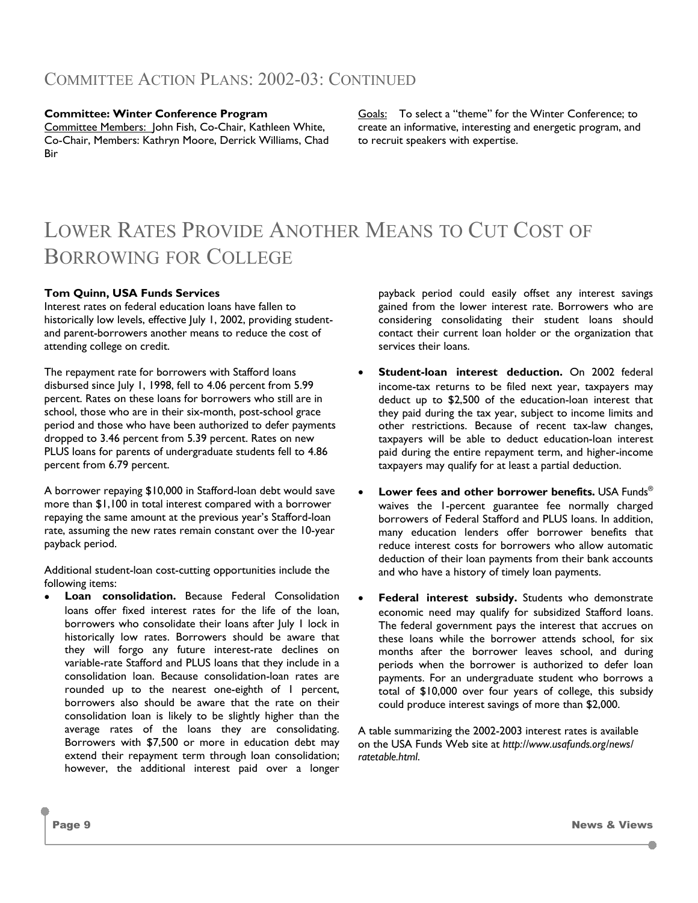## Committee Action Plans: 2002-03: Continued

**Committee: Winter Conference Program**
Committee Members: John Fish, Co-Chair, Kathleen White, Co-Chair, Members: Kathryn Moore, Derrick Williams, Chad Bir

Goals: To select a "theme" for the Winter Conference; to create an informative, interesting and energetic program, and to recruit speakers with expertise.

# Lower Rates Provide Another Means to Cut Cost of Borrowing for College

**Tom Quinn, USA Funds Services**

Interest rates on federal education loans have fallen to historically low levels, effective July 1, 2002, providing student- and parent-borrowers another means to reduce the cost of attending college on credit.

The repayment rate for borrowers with Stafford loans disbursed since July 1, 1998, fell to 4.06 percent from 5.99 percent. Rates on these loans for borrowers who still are in school, those who are in their six-month, post-school grace period and those who have been authorized to defer payments dropped to 3.46 percent from 5.39 percent. Rates on new PLUS loans for parents of undergraduate students fell to 4.86 percent from 6.79 percent.

A borrower repaying $10,000 in Stafford-loan debt would save more than $1,100 in total interest compared with a borrower repaying the same amount at the previous year's Stafford-loan rate, assuming the new rates remain constant over the 10-year payback period.

Additional student-loan cost-cutting opportunities include the following items:

- **Loan consolidation.** Because Federal Consolidation loans offer fixed interest rates for the life of the loan, borrowers who consolidate their loans after July 1 lock in historically low rates. Borrowers should be aware that they will forgo any future interest-rate declines on variable-rate Stafford and PLUS loans that they include in a consolidation loan. Because consolidation-loan rates are rounded up to the nearest one-eighth of 1 percent, borrowers also should be aware that the rate on their consolidation loan is likely to be slightly higher than the average rates of the loans they are consolidating. Borrowers with $7,500 or more in education debt may extend their repayment term through loan consolidation; however, the additional interest paid over a longer payback period could easily offset any interest savings gained from the lower interest rate. Borrowers who are considering consolidating their student loans should contact their current loan holder or the organization that services their loans.
- **Student-loan interest deduction.** On 2002 federal income-tax returns to be filed next year, taxpayers may deduct up to $2,500 of the education-loan interest that they paid during the tax year, subject to income limits and other restrictions. Because of recent tax-law changes, taxpayers will be able to deduct education-loan interest paid during the entire repayment term, and higher-income taxpayers may qualify for at least a partial deduction.
- **Lower fees and other borrower benefits.** USA Funds® waives the 1-percent guarantee fee normally charged borrowers of Federal Stafford and PLUS loans. In addition, many education lenders offer borrower benefits that reduce interest costs for borrowers who allow automatic deduction of their loan payments from their bank accounts and who have a history of timely loan payments.
- **Federal interest subsidy.** Students who demonstrate economic need may qualify for subsidized Stafford loans. The federal government pays the interest that accrues on these loans while the borrower attends school, for six months after the borrower leaves school, and during periods when the borrower is authorized to defer loan payments. For an undergraduate student who borrows a total of $10,000 over four years of college, this subsidy could produce interest savings of more than $2,000.

A table summarizing the 2002-2003 interest rates is available on the USA Funds Web site at *http://www.usafunds.org/news/ratetable.html.*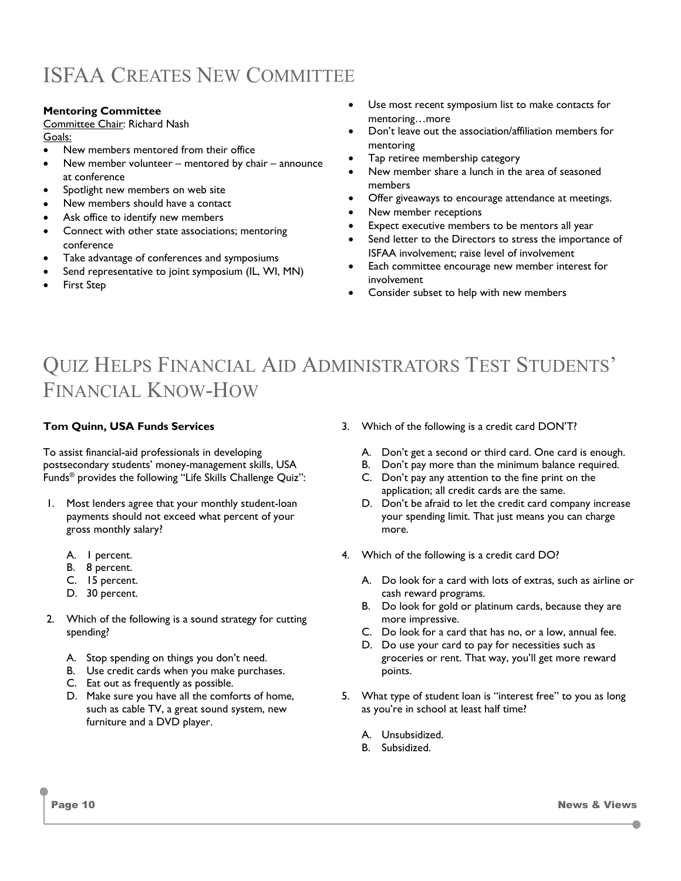# ISFAA Creates New Committee

**Mentoring Committee**

Committee Chair: Richard Nash

Goals:

- New members mentored from their office
- New member volunteer – mentored by chair – announce at conference
- Spotlight new members on web site
- New members should have a contact
- Ask office to identify new members
- Connect with other state associations; mentoring conference
- Take advantage of conferences and symposiums
- Send representative to joint symposium (IL, WI, MN)
- First Step
- Use most recent symposium list to make contacts for mentoring…more
- Don't leave out the association/affiliation members for mentoring
- Tap retiree membership category
- New member share a lunch in the area of seasoned members
- Offer giveaways to encourage attendance at meetings.
- New member receptions
- Expect executive members to be mentors all year
- Send letter to the Directors to stress the importance of ISFAA involvement; raise level of involvement
- Each committee encourage new member interest for involvement
- Consider subset to help with new members

# Quiz Helps Financial Aid Administrators Test Students' Financial Know-How

**Tom Quinn, USA Funds Services**

To assist financial-aid professionals in developing postsecondary students' money-management skills, USA Funds® provides the following "Life Skills Challenge Quiz":

1. Most lenders agree that your monthly student-loan payments should not exceed what percent of your gross monthly salary?

   A. 1 percent.
   B. 8 percent.
   C. 15 percent.
   D. 30 percent.

2. Which of the following is a sound strategy for cutting spending?

   A. Stop spending on things you don't need.
   B. Use credit cards when you make purchases.
   C. Eat out as frequently as possible.
   D. Make sure you have all the comforts of home, such as cable TV, a great sound system, new furniture and a DVD player.

3. Which of the following is a credit card DON'T?

   A. Don't get a second or third card. One card is enough.
   B. Don't pay more than the minimum balance required.
   C. Don't pay any attention to the fine print on the application; all credit cards are the same.
   D. Don't be afraid to let the credit card company increase your spending limit. That just means you can charge more.

4. Which of the following is a credit card DO?

   A. Do look for a card with lots of extras, such as airline or cash reward programs.
   B. Do look for gold or platinum cards, because they are more impressive.
   C. Do look for a card that has no, or a low, annual fee.
   D. Do use your card to pay for necessities such as groceries or rent. That way, you'll get more reward points.

5. What type of student loan is "interest free" to you as long as you're in school at least half time?

   A. Unsubsidized.
   B. Subsidized.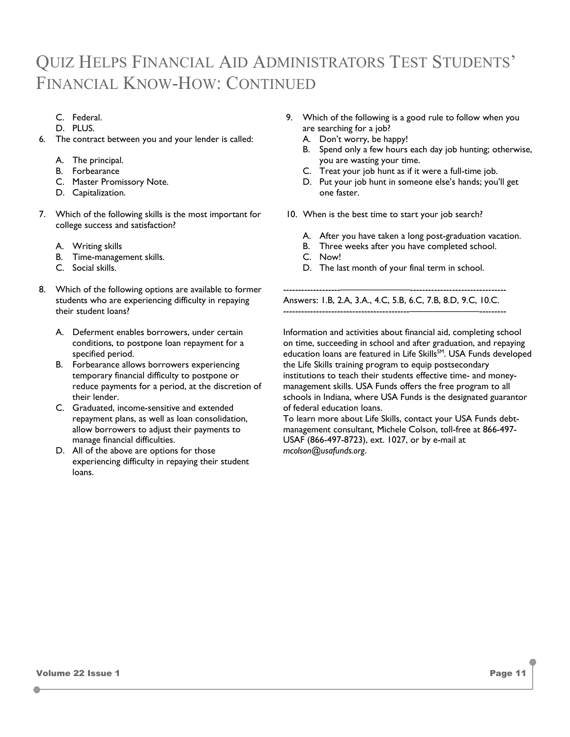# Quiz Helps Financial Aid Administrators Test Students' Financial Know-How: Continued

   C. Federal.
   D. PLUS.

6. The contract between you and your lender is called:

   A. The principal.
   B. Forbearance
   C. Master Promissory Note.
   D. Capitalization.

7. Which of the following skills is the most important for college success and satisfaction?

   A. Writing skills
   B. Time-management skills.
   C. Social skills.

8. Which of the following options are available to former students who are experiencing difficulty in repaying their student loans?

   A. Deferment enables borrowers, under certain conditions, to postpone loan repayment for a specified period.
   B. Forbearance allows borrowers experiencing temporary financial difficulty to postpone or reduce payments for a period, at the discretion of their lender.
   C. Graduated, income-sensitive and extended repayment plans, as well as loan consolidation, allow borrowers to adjust their payments to manage financial difficulties.
   D. All of the above are options for those experiencing difficulty in repaying their student loans.

9. Which of the following is a good rule to follow when you are searching for a job?
   A. Don't worry, be happy!
   B. Spend only a few hours each day job hunting; otherwise, you are wasting your time.
   C. Treat your job hunt as if it were a full-time job.
   D. Put your job hunt in someone else's hands; you'll get one faster.

10. When is the best time to start your job search?

    A. After you have taken a long post-graduation vacation.
    B. Three weeks after you have completed school.
    C. Now!
    D. The last month of your final term in school.

---

Answers: 1.B, 2.A, 3.A., 4.C, 5.B, 6.C, 7.B, 8.D, 9.C, 10.C.

---

Information and activities about financial aid, completing school on time, succeeding in school and after graduation, and repaying education loans are featured in Life Skills℠. USA Funds developed the Life Skills training program to equip postsecondary institutions to teach their students effective time- and money-management skills. USA Funds offers the free program to all schools in Indiana, where USA Funds is the designated guarantor of federal education loans.

To learn more about Life Skills, contact your USA Funds debt-management consultant, Michele Colson, toll-free at 866-497-USAF (866-497-8723), ext. 1027, or by e-mail at *mcolson@usafunds.org*.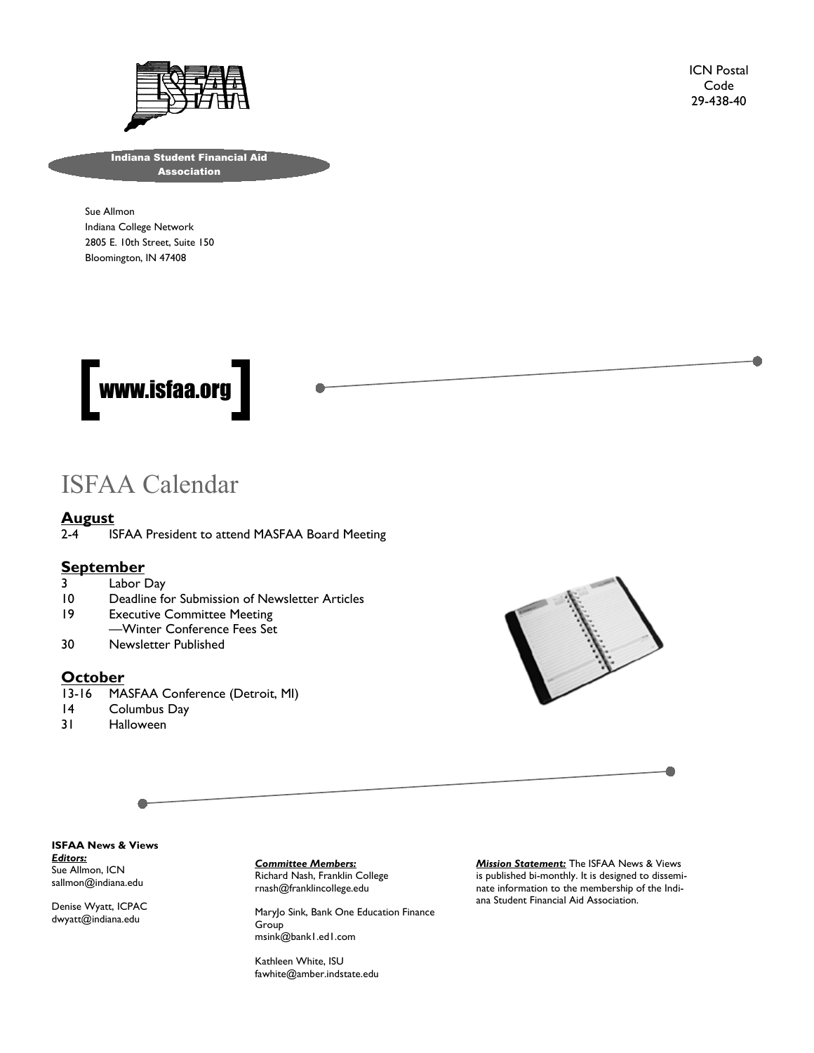ICN Postal Code 29-438-40

Indiana Student Financial Aid Association

Sue Allmon
Indiana College Network
2805 E. 10th Street, Suite 150
Bloomington, IN 47408

www.isfaa.org

# ISFAA Calendar

**August**

2-4 ISFAA President to attend MASFAA Board Meeting

**September**

3 Labor Day
10 Deadline for Submission of Newsletter Articles
19 Executive Committee Meeting
—Winter Conference Fees Set
30 Newsletter Published

**October**

13-16 MASFAA Conference (Detroit, MI)
14 Columbus Day
31 Halloween

**ISFAA News & Views**

***Editors:***
Sue Allmon, ICN
sallmon@indiana.edu

Denise Wyatt, ICPAC
dwyatt@indiana.edu

***Committee Members:***
Richard Nash, Franklin College
rnash@franklincollege.edu

MaryJo Sink, Bank One Education Finance Group
msink@bank1.ed1.com

Kathleen White, ISU
fawhite@amber.indstate.edu

***Mission Statement:*** The ISFAA News & Views is published bi-monthly. It is designed to disseminate information to the membership of the Indiana Student Financial Aid Association.